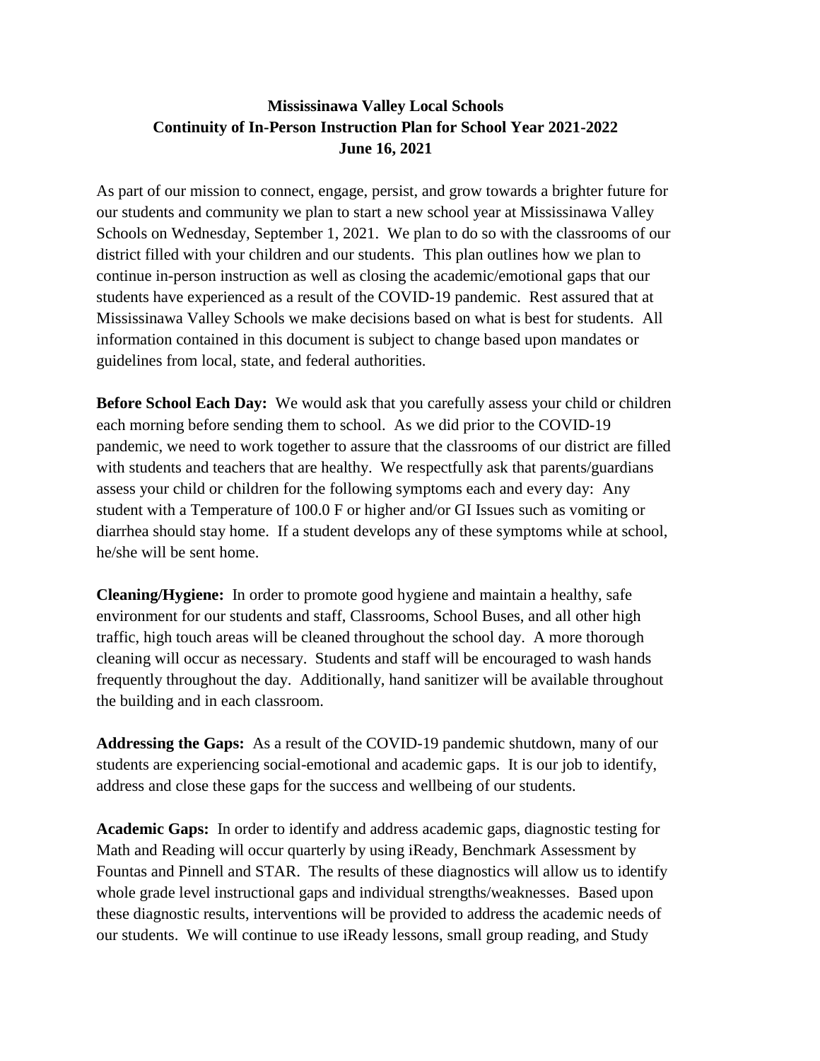# Mississinawa Valley Local Schools
## Continuity of In-Person Instruction Plan for School Year 2021-2022
### June 16, 2021

As part of our mission to connect, engage, persist, and grow towards a brighter future for our students and community we plan to start a new school year at Mississinawa Valley Schools on Wednesday, September 1, 2021. We plan to do so with the classrooms of our district filled with your children and our students. This plan outlines how we plan to continue in-person instruction as well as closing the academic/emotional gaps that our students have experienced as a result of the COVID-19 pandemic. Rest assured that at Mississinawa Valley Schools we make decisions based on what is best for students. All information contained in this document is subject to change based upon mandates or guidelines from local, state, and federal authorities.

**Before School Each Day:** We would ask that you carefully assess your child or children each morning before sending them to school. As we did prior to the COVID-19 pandemic, we need to work together to assure that the classrooms of our district are filled with students and teachers that are healthy. We respectfully ask that parents/guardians assess your child or children for the following symptoms each and every day: Any student with a Temperature of 100.0 F or higher and/or GI Issues such as vomiting or diarrhea should stay home. If a student develops any of these symptoms while at school, he/she will be sent home.

**Cleaning/Hygiene:** In order to promote good hygiene and maintain a healthy, safe environment for our students and staff, Classrooms, School Buses, and all other high traffic, high touch areas will be cleaned throughout the school day. A more thorough cleaning will occur as necessary. Students and staff will be encouraged to wash hands frequently throughout the day. Additionally, hand sanitizer will be available throughout the building and in each classroom.

**Addressing the Gaps:** As a result of the COVID-19 pandemic shutdown, many of our students are experiencing social-emotional and academic gaps. It is our job to identify, address and close these gaps for the success and wellbeing of our students.

**Academic Gaps:** In order to identify and address academic gaps, diagnostic testing for Math and Reading will occur quarterly by using iReady, Benchmark Assessment by Fountas and Pinnell and STAR. The results of these diagnostics will allow us to identify whole grade level instructional gaps and individual strengths/weaknesses. Based upon these diagnostic results, interventions will be provided to address the academic needs of our students. We will continue to use iReady lessons, small group reading, and Study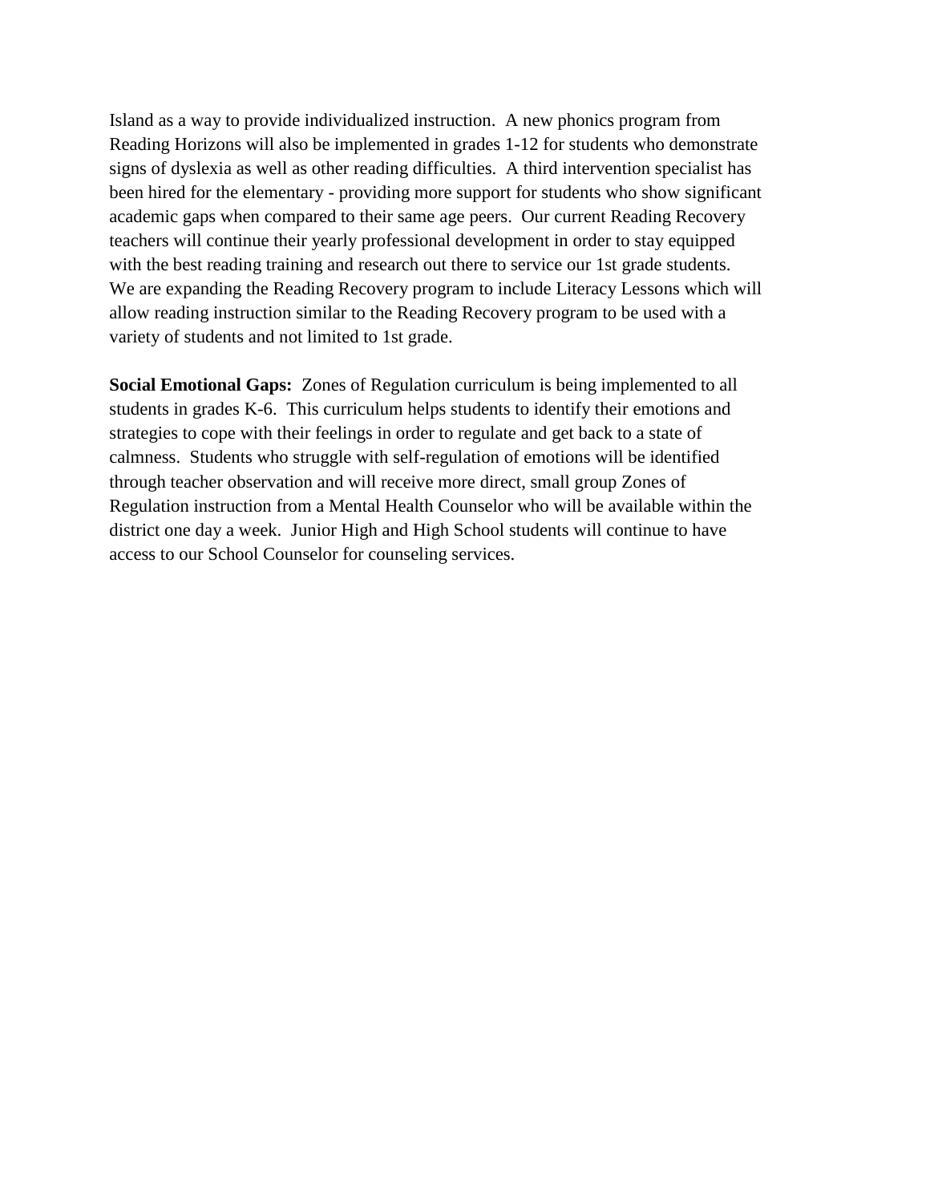Island as a way to provide individualized instruction. A new phonics program from Reading Horizons will also be implemented in grades 1-12 for students who demonstrate signs of dyslexia as well as other reading difficulties. A third intervention specialist has been hired for the elementary - providing more support for students who show significant academic gaps when compared to their same age peers. Our current Reading Recovery teachers will continue their yearly professional development in order to stay equipped with the best reading training and research out there to service our 1st grade students. We are expanding the Reading Recovery program to include Literacy Lessons which will allow reading instruction similar to the Reading Recovery program to be used with a variety of students and not limited to 1st grade.

**Social Emotional Gaps:** Zones of Regulation curriculum is being implemented to all students in grades K-6. This curriculum helps students to identify their emotions and strategies to cope with their feelings in order to regulate and get back to a state of calmness. Students who struggle with self-regulation of emotions will be identified through teacher observation and will receive more direct, small group Zones of Regulation instruction from a Mental Health Counselor who will be available within the district one day a week. Junior High and High School students will continue to have access to our School Counselor for counseling services.